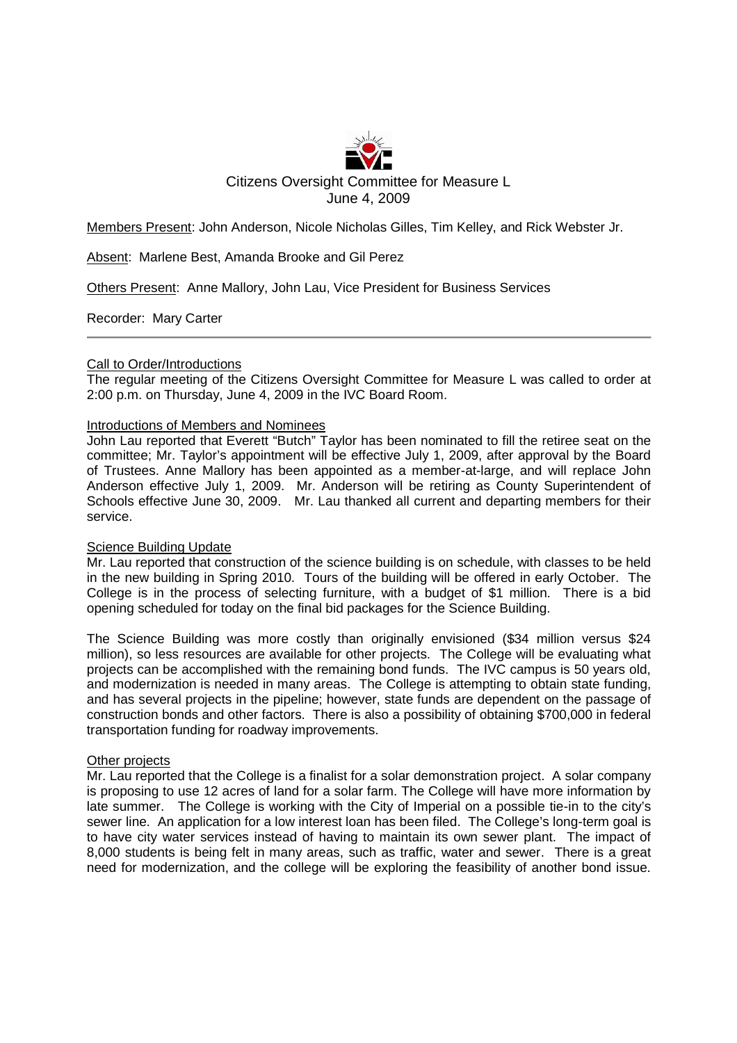# Citizens Oversight Committee for Measure L

June 4, 2009

Members Present: John Anderson, Nicole Nicholas Gilles, Tim Kelley, and Rick Webster Jr.

Absent: Marlene Best, Amanda Brooke and Gil Perez

Others Present: Anne Mallory, John Lau, Vice President for Business Services

Recorder: Mary Carter

---

## Call to Order/Introductions

The regular meeting of the Citizens Oversight Committee for Measure L was called to order at 2:00 p.m. on Thursday, June 4, 2009 in the IVC Board Room.

## Introductions of Members and Nominees

John Lau reported that Everett "Butch" Taylor has been nominated to fill the retiree seat on the committee; Mr. Taylor's appointment will be effective July 1, 2009, after approval by the Board of Trustees. Anne Mallory has been appointed as a member-at-large, and will replace John Anderson effective July 1, 2009. Mr. Anderson will be retiring as County Superintendent of Schools effective June 30, 2009. Mr. Lau thanked all current and departing members for their service.

## Science Building Update

Mr. Lau reported that construction of the science building is on schedule, with classes to be held in the new building in Spring 2010. Tours of the building will be offered in early October. The College is in the process of selecting furniture, with a budget of $1 million. There is a bid opening scheduled for today on the final bid packages for the Science Building.

The Science Building was more costly than originally envisioned ($34 million versus $24 million), so less resources are available for other projects. The College will be evaluating what projects can be accomplished with the remaining bond funds. The IVC campus is 50 years old, and modernization is needed in many areas. The College is attempting to obtain state funding, and has several projects in the pipeline; however, state funds are dependent on the passage of construction bonds and other factors. There is also a possibility of obtaining $700,000 in federal transportation funding for roadway improvements.

## Other projects

Mr. Lau reported that the College is a finalist for a solar demonstration project. A solar company is proposing to use 12 acres of land for a solar farm. The College will have more information by late summer. The College is working with the City of Imperial on a possible tie-in to the city's sewer line. An application for a low interest loan has been filed. The College's long-term goal is to have city water services instead of having to maintain its own sewer plant. The impact of 8,000 students is being felt in many areas, such as traffic, water and sewer. There is a great need for modernization, and the college will be exploring the feasibility of another bond issue.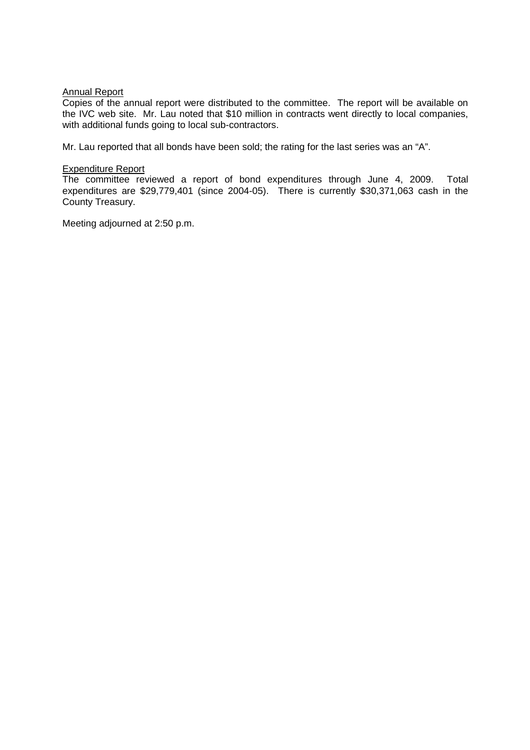<u>Annual Report</u>

Copies of the annual report were distributed to the committee. The report will be available on the IVC web site. Mr. Lau noted that $10 million in contracts went directly to local companies, with additional funds going to local sub-contractors.

Mr. Lau reported that all bonds have been sold; the rating for the last series was an "A".

<u>Expenditure Report</u>

The committee reviewed a report of bond expenditures through June 4, 2009. Total expenditures are $29,779,401 (since 2004-05). There is currently $30,371,063 cash in the County Treasury.

Meeting adjourned at 2:50 p.m.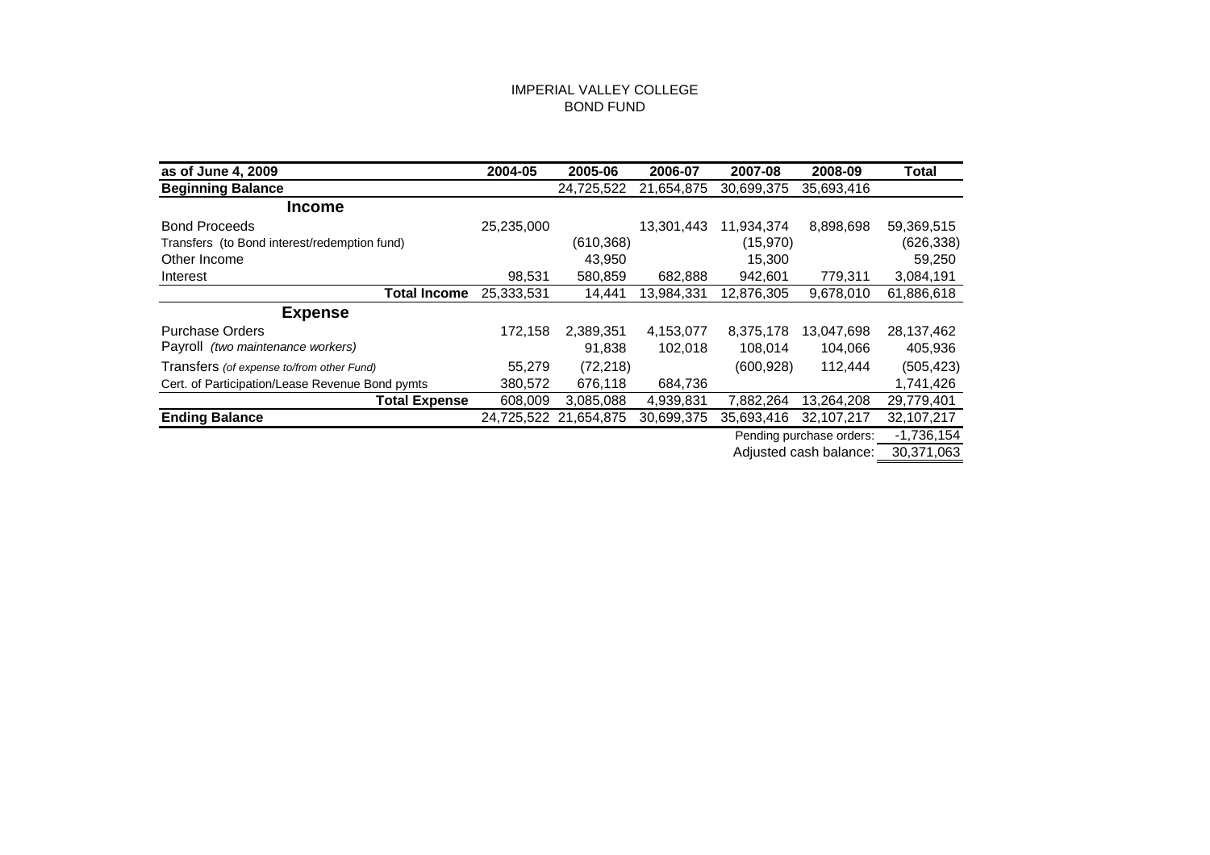IMPERIAL VALLEY COLLEGE
BOND FUND

| as of June 4, 2009 | 2004-05 | 2005-06 | 2006-07 | 2007-08 | 2008-09 | Total |
|---|---|---|---|---|---|---|
| **Beginning Balance** | | 24,725,522 | 21,654,875 | 30,699,375 | 35,693,416 | |
| **Income** | | | | | | |
| Bond Proceeds | 25,235,000 | | 13,301,443 | 11,934,374 | 8,898,698 | 59,369,515 |
| Transfers (to Bond interest/redemption fund) | | (610,368) | | (15,970) | | (626,338) |
| Other Income | | 43,950 | | 15,300 | | 59,250 |
| Interest | 98,531 | 580,859 | 682,888 | 942,601 | 779,311 | 3,084,191 |
| **Total Income** | 25,333,531 | 14,441 | 13,984,331 | 12,876,305 | 9,678,010 | 61,886,618 |
| **Expense** | | | | | | |
| Purchase Orders | 172,158 | 2,389,351 | 4,153,077 | 8,375,178 | 13,047,698 | 28,137,462 |
| Payroll *(two maintenance workers)* | | 91,838 | 102,018 | 108,014 | 104,066 | 405,936 |
| Transfers *(of expense to/from other Fund)* | 55,279 | (72,218) | | (600,928) | 112,444 | (505,423) |
| Cert. of Participation/Lease Revenue Bond pymts | 380,572 | 676,118 | 684,736 | | | 1,741,426 |
| **Total Expense** | 608,009 | 3,085,088 | 4,939,831 | 7,882,264 | 13,264,208 | 29,779,401 |
| **Ending Balance** | 24,725,522 | 21,654,875 | 30,699,375 | 35,693,416 | 32,107,217 | 32,107,217 |
| | | | | | Pending purchase orders: | -1,736,154 |
| | | | | | Adjusted cash balance: | 30,371,063 |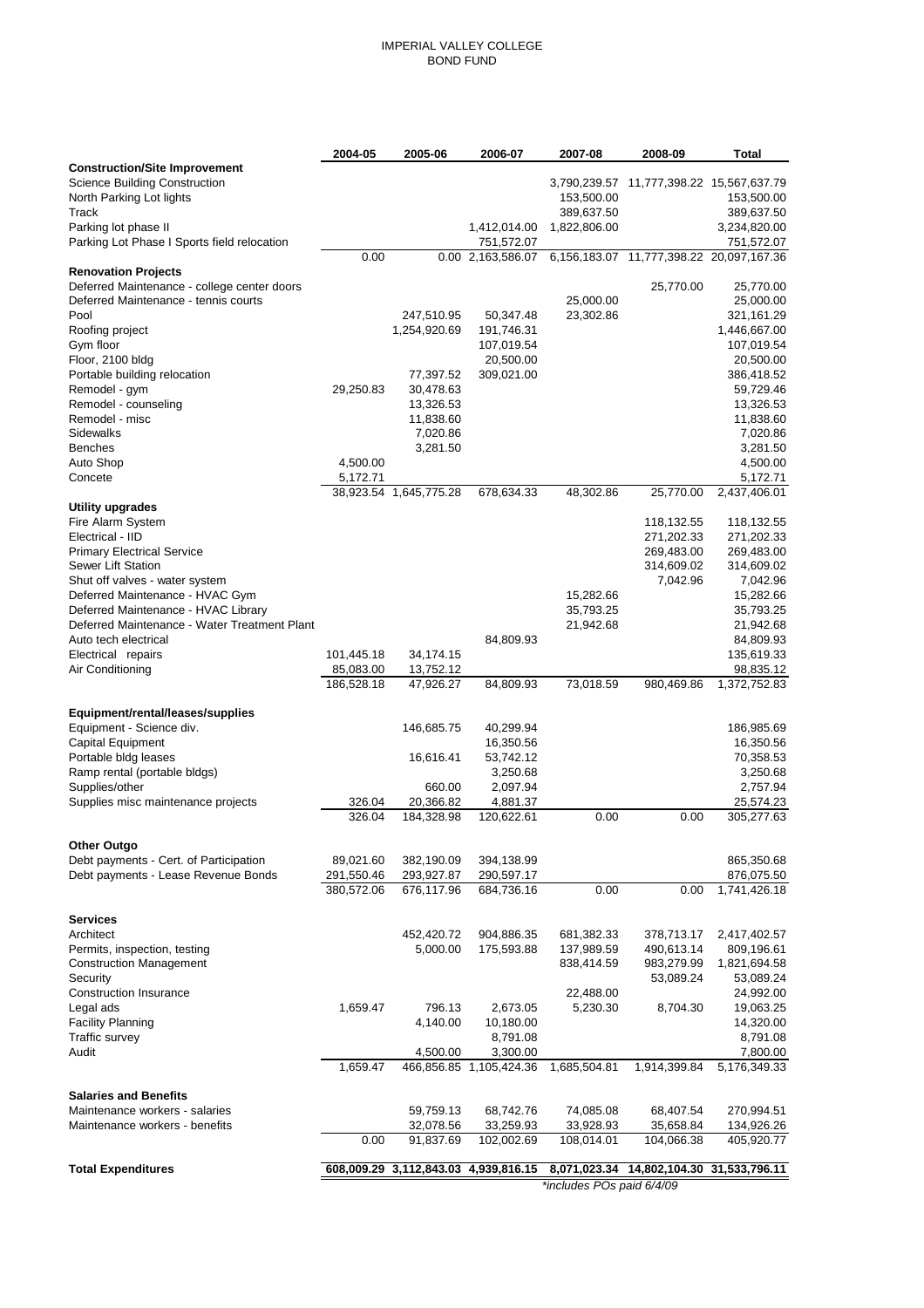# IMPERIAL VALLEY COLLEGE
## BOND FUND

| | 2004-05 | 2005-06 | 2006-07 | 2007-08 | 2008-09 | Total |
|---|---|---|---|---|---|---|
| **Construction/Site Improvement** | | | | | | |
| Science Building Construction | | | | 3,790,239.57 | 11,777,398.22 | 15,567,637.79 |
| North Parking Lot lights | | | | 153,500.00 | | 153,500.00 |
| Track | | | | 389,637.50 | | 389,637.50 |
| Parking lot phase II | | | 1,412,014.00 | 1,822,806.00 | | 3,234,820.00 |
| Parking Lot Phase I Sports field relocation | | | 751,572.07 | | | 751,572.07 |
| | 0.00 | 0.00 | 2,163,586.07 | 6,156,183.07 | 11,777,398.22 | 20,097,167.36 |
| **Renovation Projects** | | | | | | |
| Deferred Maintenance - college center doors | | | | | 25,770.00 | 25,770.00 |
| Deferred Maintenance - tennis courts | | | | 25,000.00 | | 25,000.00 |
| Pool | | 247,510.95 | 50,347.48 | 23,302.86 | | 321,161.29 |
| Roofing project | | 1,254,920.69 | 191,746.31 | | | 1,446,667.00 |
| Gym floor | | | 107,019.54 | | | 107,019.54 |
| Floor, 2100 bldg | | | 20,500.00 | | | 20,500.00 |
| Portable building relocation | | 77,397.52 | 309,021.00 | | | 386,418.52 |
| Remodel - gym | 29,250.83 | 30,478.63 | | | | 59,729.46 |
| Remodel - counseling | | 13,326.53 | | | | 13,326.53 |
| Remodel - misc | | 11,838.60 | | | | 11,838.60 |
| Sidewalks | | 7,020.86 | | | | 7,020.86 |
| Benches | | 3,281.50 | | | | 3,281.50 |
| Auto Shop | 4,500.00 | | | | | 4,500.00 |
| Concete | 5,172.71 | | | | | 5,172.71 |
| | 38,923.54 | 1,645,775.28 | 678,634.33 | 48,302.86 | 25,770.00 | 2,437,406.01 |
| **Utility upgrades** | | | | | | |
| Fire Alarm System | | | | | 118,132.55 | 118,132.55 |
| Electrical - IID | | | | | 271,202.33 | 271,202.33 |
| Primary Electrical Service | | | | | 269,483.00 | 269,483.00 |
| Sewer Lift Station | | | | | 314,609.02 | 314,609.02 |
| Shut off valves - water system | | | | | 7,042.96 | 7,042.96 |
| Deferred Maintenance - HVAC Gym | | | | 15,282.66 | | 15,282.66 |
| Deferred Maintenance - HVAC Library | | | | 35,793.25 | | 35,793.25 |
| Deferred Maintenance - Water Treatment Plant | | | | 21,942.68 | | 21,942.68 |
| Auto tech electrical | | | 84,809.93 | | | 84,809.93 |
| Electrical repairs | 101,445.18 | 34,174.15 | | | | 135,619.33 |
| Air Conditioning | 85,083.00 | 13,752.12 | | | | 98,835.12 |
| | 186,528.18 | 47,926.27 | 84,809.93 | 73,018.59 | 980,469.86 | 1,372,752.83 |
| **Equipment/rental/leases/supplies** | | | | | | |
| Equipment - Science div. | | 146,685.75 | 40,299.94 | | | 186,985.69 |
| Capital Equipment | | | 16,350.56 | | | 16,350.56 |
| Portable bldg leases | | 16,616.41 | 53,742.12 | | | 70,358.53 |
| Ramp rental (portable bldgs) | | | 3,250.68 | | | 3,250.68 |
| Supplies/other | | 660.00 | 2,097.94 | | | 2,757.94 |
| Supplies misc maintenance projects | 326.04 | 20,366.82 | 4,881.37 | | | 25,574.23 |
| | 326.04 | 184,328.98 | 120,622.61 | 0.00 | 0.00 | 305,277.63 |
| **Other Outgo** | | | | | | |
| Debt payments - Cert. of Participation | 89,021.60 | 382,190.09 | 394,138.99 | | | 865,350.68 |
| Debt payments - Lease Revenue Bonds | 291,550.46 | 293,927.87 | 290,597.17 | | | 876,075.50 |
| | 380,572.06 | 676,117.96 | 684,736.16 | 0.00 | 0.00 | 1,741,426.18 |
| **Services** | | | | | | |
| Architect | | 452,420.72 | 904,886.35 | 681,382.33 | 378,713.17 | 2,417,402.57 |
| Permits, inspection, testing | | 5,000.00 | 175,593.88 | 137,989.59 | 490,613.14 | 809,196.61 |
| Construction Management | | | | 838,414.59 | 983,279.99 | 1,821,694.58 |
| Security | | | | | 53,089.24 | 53,089.24 |
| Construction Insurance | | | | 22,488.00 | | 24,992.00 |
| Legal ads | 1,659.47 | 796.13 | 2,673.05 | 5,230.30 | 8,704.30 | 19,063.25 |
| Facility Planning | | 4,140.00 | 10,180.00 | | | 14,320.00 |
| Traffic survey | | | 8,791.08 | | | 8,791.08 |
| Audit | | 4,500.00 | 3,300.00 | | | 7,800.00 |
| | 1,659.47 | 466,856.85 | 1,105,424.36 | 1,685,504.81 | 1,914,399.84 | 5,176,349.33 |
| **Salaries and Benefits** | | | | | | |
| Maintenance workers - salaries | | 59,759.13 | 68,742.76 | 74,085.08 | 68,407.54 | 270,994.51 |
| Maintenance workers - benefits | | 32,078.56 | 33,259.93 | 33,928.93 | 35,658.84 | 134,926.26 |
| | 0.00 | 91,837.69 | 102,002.69 | 108,014.01 | 104,066.38 | 405,920.77 |
| **Total Expenditures** | 608,009.29 | 3,112,843.03 | 4,939,816.15 | 8,071,023.34 | 14,802,104.30 | 31,533,796.11 |

*includes POs paid 6/4/09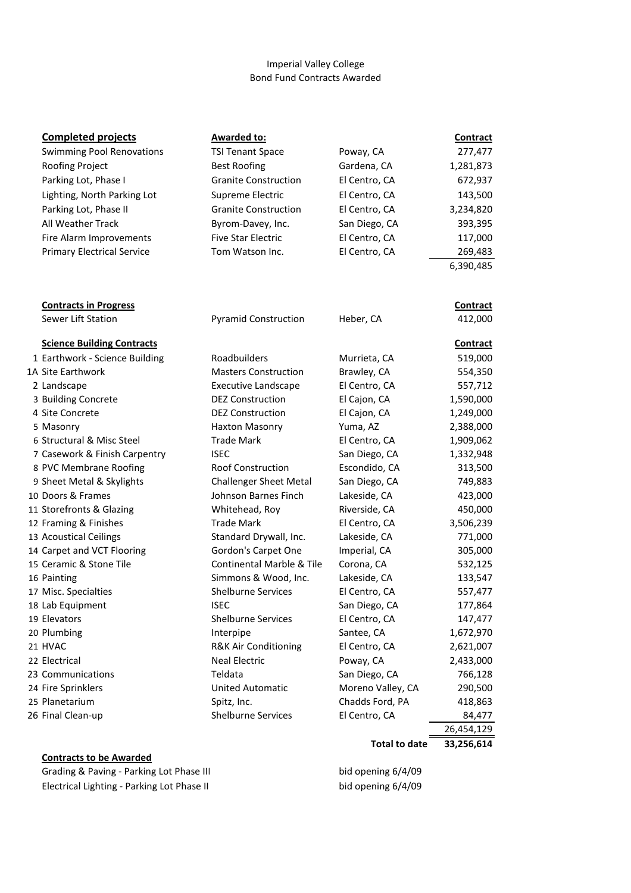Imperial Valley College
Bond Fund Contracts Awarded

| **Completed projects** | **Awarded to:** | | **Contract** |
|---|---|---|---|
| Swimming Pool Renovations | TSI Tenant Space | Poway, CA | 277,477 |
| Roofing Project | Best Roofing | Gardena, CA | 1,281,873 |
| Parking Lot, Phase I | Granite Construction | El Centro, CA | 672,937 |
| Lighting, North Parking Lot | Supreme Electric | El Centro, CA | 143,500 |
| Parking Lot, Phase II | Granite Construction | El Centro, CA | 3,234,820 |
| All Weather Track | Byrom-Davey, Inc. | San Diego, CA | 393,395 |
| Fire Alarm Improvements | Five Star Electric | El Centro, CA | 117,000 |
| Primary Electrical Service | Tom Watson Inc. | El Centro, CA | 269,483 |
| | | | 6,390,485 |

| **Contracts in Progress** | | | **Contract** |
|---|---|---|---|
| Sewer Lift Station | Pyramid Construction | Heber, CA | 412,000 |

| **Science Building Contracts** | | | **Contract** |
|---|---|---|---|
| 1 Earthwork - Science Building | Roadbuilders | Murrieta, CA | 519,000 |
| 1A Site Earthwork | Masters Construction | Brawley, CA | 554,350 |
| 2 Landscape | Executive Landscape | El Centro, CA | 557,712 |
| 3 Building Concrete | DEZ Construction | El Cajon, CA | 1,590,000 |
| 4 Site Concrete | DEZ Construction | El Cajon, CA | 1,249,000 |
| 5 Masonry | Haxton Masonry | Yuma, AZ | 2,388,000 |
| 6 Structural & Misc Steel | Trade Mark | El Centro, CA | 1,909,062 |
| 7 Casework & Finish Carpentry | ISEC | San Diego, CA | 1,332,948 |
| 8 PVC Membrane Roofing | Roof Construction | Escondido, CA | 313,500 |
| 9 Sheet Metal & Skylights | Challenger Sheet Metal | San Diego, CA | 749,883 |
| 10 Doors & Frames | Johnson Barnes Finch | Lakeside, CA | 423,000 |
| 11 Storefronts & Glazing | Whitehead, Roy | Riverside, CA | 450,000 |
| 12 Framing & Finishes | Trade Mark | El Centro, CA | 3,506,239 |
| 13 Acoustical Ceilings | Standard Drywall, Inc. | Lakeside, CA | 771,000 |
| 14 Carpet and VCT Flooring | Gordon's Carpet One | Imperial, CA | 305,000 |
| 15 Ceramic & Stone Tile | Continental Marble & Tile | Corona, CA | 532,125 |
| 16 Painting | Simmons & Wood, Inc. | Lakeside, CA | 133,547 |
| 17 Misc. Specialties | Shelburne Services | El Centro, CA | 557,477 |
| 18 Lab Equipment | ISEC | San Diego, CA | 177,864 |
| 19 Elevators | Shelburne Services | El Centro, CA | 147,477 |
| 20 Plumbing | Interpipe | Santee, CA | 1,672,970 |
| 21 HVAC | R&K Air Conditioning | El Centro, CA | 2,621,007 |
| 22 Electrical | Neal Electric | Poway, CA | 2,433,000 |
| 23 Communications | Teldata | San Diego, CA | 766,128 |
| 24 Fire Sprinklers | United Automatic | Moreno Valley, CA | 290,500 |
| 25 Planetarium | Spitz, Inc. | Chadds Ford, PA | 418,863 |
| 26 Final Clean-up | Shelburne Services | El Centro, CA | 84,477 |
| | | | 26,454,129 |
| | | **Total to date** | **33,256,614** |

**Contracts to be Awarded**

| | |
|---|---|
| Grading & Paving - Parking Lot Phase III | bid opening 6/4/09 |
| Electrical Lighting - Parking Lot Phase II | bid opening 6/4/09 |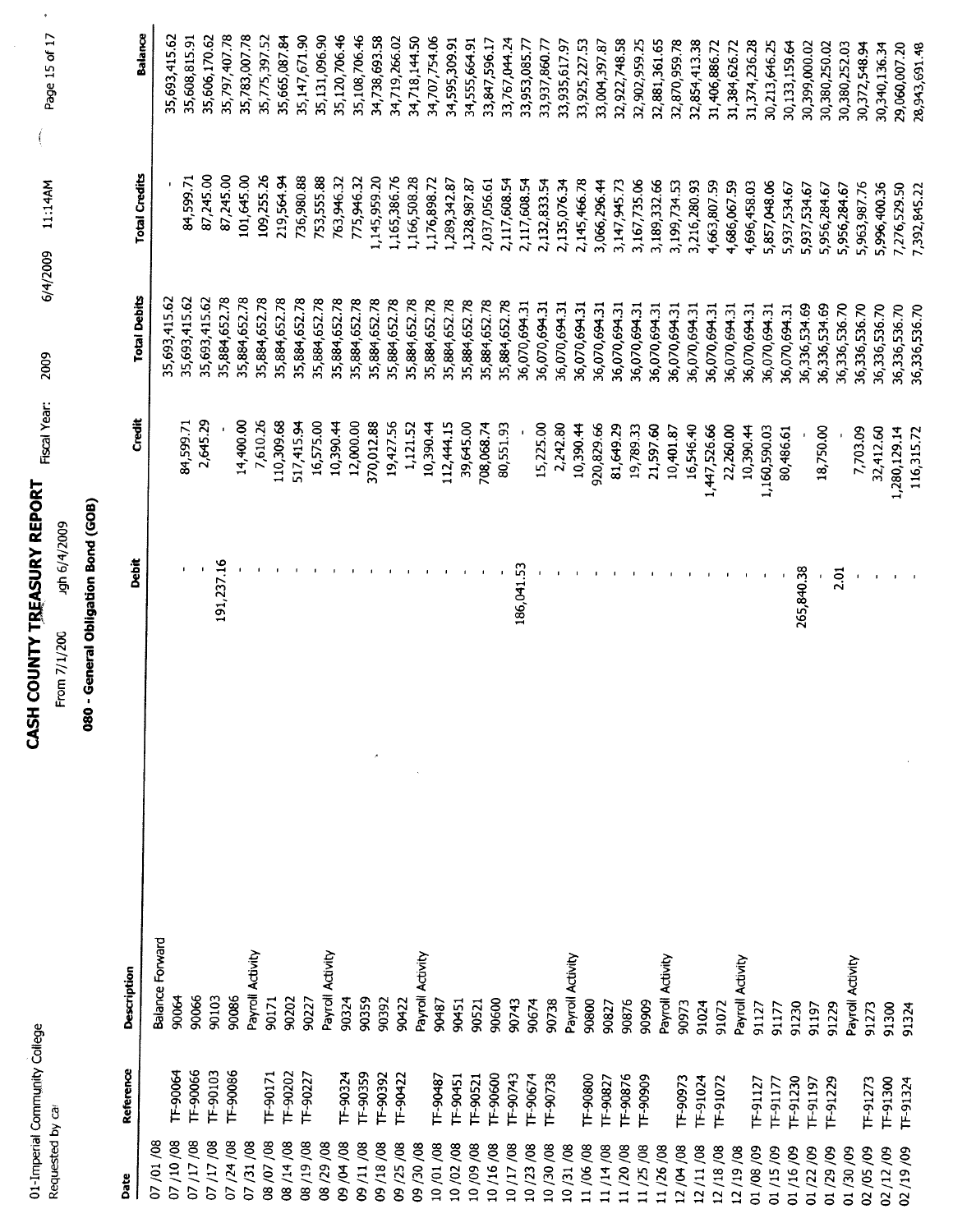01-Imperial Community College
Requested by ca

# CASH COUNTY TREASURY REPORT

Fiscal Year: 2009 6/4/2009 11:14AM

From 7/1/200 ugh 6/4/2009

## 080 - General Obligation Bond (GOB)

| Date | Reference | Description | Debit | Credit | Total Debits | Total Credits | Balance |
|---|---|---|---|---|---|---|---|
| 07/01/08 | | Balance Forward | | | 35,693,415.62 | - | 35,693,415.62 |
| 07/10/08 | TF-90064 | 90064 | - | 84,599.71 | 35,693,415.62 | 84,599.71 | 35,608,815.91 |
| 07/17/08 | TF-90066 | 90066 | - | 2,645.29 | 35,693,415.62 | 87,245.00 | 35,606,170.62 |
| 07/17/08 | TF-90103 | 90103 | 191,237.16 | - | 35,884,652.78 | 87,245.00 | 35,797,407.78 |
| 07/24/08 | TF-90086 | 90086 | - | 14,400.00 | 35,884,652.78 | 101,645.00 | 35,783,007.78 |
| 07/31/08 | | Payroll Activity | - | 7,610.26 | 35,884,652.78 | 109,255.26 | 35,775,397.52 |
| 08/07/08 | TF-90171 | 90171 | - | 110,309.68 | 35,884,652.78 | 219,564.94 | 35,665,087.84 |
| 08/14/08 | TF-90202 | 90202 | - | 517,415.94 | 35,884,652.78 | 736,980.88 | 35,147,671.90 |
| 08/19/08 | TF-90227 | 90227 | - | 16,575.00 | 35,884,652.78 | 753,555.88 | 35,131,096.90 |
| 08/29/08 | | Payroll Activity | - | 10,390.44 | 35,884,652.78 | 763,946.32 | 35,120,706.46 |
| 09/04/08 | TF-90324 | 90324 | - | 12,000.00 | 35,884,652.78 | 775,946.32 | 35,108,706.46 |
| 09/11/08 | TF-90359 | 90359 | - | 370,012.88 | 35,884,652.78 | 1,145,959.20 | 34,738,693.58 |
| 09/18/08 | TF-90392 | 90392 | - | 19,427.56 | 35,884,652.78 | 1,165,386.76 | 34,719,266.02 |
| 09/25/08 | TF-90422 | 90422 | - | 1,121.52 | 35,884,652.78 | 1,166,508.28 | 34,718,144.50 |
| 09/30/08 | | Payroll Activity | - | 10,390.44 | 35,884,652.78 | 1,176,898.72 | 34,707,754.06 |
| 10/01/08 | TF-90487 | 90487 | - | 112,444.15 | 35,884,652.78 | 1,289,342.87 | 34,595,309.91 |
| 10/02/08 | TF-90451 | 90451 | - | 39,645.00 | 35,884,652.78 | 1,328,987.87 | 34,555,664.91 |
| 10/09/08 | TF-90521 | 90521 | - | 708,068.74 | 35,884,652.78 | 2,037,056.61 | 33,847,596.17 |
| 10/16/08 | TF-90600 | 90600 | - | 80,551.93 | 35,884,652.78 | 2,117,608.54 | 33,767,044.24 |
| 10/17/08 | TF-90743 | 90743 | 186,041.53 | - | 36,070,694.31 | 2,117,608.54 | 33,953,085.77 |
| 10/23/08 | TF-90674 | 90674 | - | 15,225.00 | 36,070,694.31 | 2,132,833.54 | 33,937,860.77 |
| 10/30/08 | TF-90738 | 90738 | - | 2,242.80 | 36,070,694.31 | 2,135,076.34 | 33,935,617.97 |
| 10/31/08 | | Payroll Activity | - | 10,390.44 | 36,070,694.31 | 2,145,466.78 | 33,925,227.53 |
| 11/06/08 | TF-90800 | 90800 | - | 920,829.66 | 36,070,694.31 | 3,066,296.44 | 33,004,397.87 |
| 11/14/08 | TF-90827 | 90827 | - | 81,649.29 | 36,070,694.31 | 3,147,945.73 | 32,922,748.58 |
| 11/20/08 | TF-90876 | 90876 | - | 19,789.33 | 36,070,694.31 | 3,167,735.06 | 32,902,959.25 |
| 11/25/08 | TF-90909 | 90909 | - | 21,597.60 | 36,070,694.31 | 3,189,332.66 | 32,881,361.65 |
| 11/26/08 | | Payroll Activity | - | 10,401.87 | 36,070,694.31 | 3,199,734.53 | 32,870,959.78 |
| 12/04/08 | TF-90973 | 90973 | - | 16,546.40 | 36,070,694.31 | 3,216,280.93 | 32,854,413.38 |
| 12/11/08 | TF-91024 | 91024 | - | 1,447,526.66 | 36,070,694.31 | 4,663,807.59 | 31,406,886.72 |
| 12/18/08 | TF-91072 | 91072 | - | 22,260.00 | 36,070,694.31 | 4,686,067.59 | 31,384,626.72 |
| 12/19/08 | | Payroll Activity | - | 10,390.44 | 36,070,694.31 | 4,696,458.03 | 31,374,236.28 |
| 01/08/09 | TF-91127 | 91127 | - | 1,160,590.03 | 36,070,694.31 | 5,857,048.06 | 30,213,646.25 |
| 01/15/09 | TF-91177 | 91177 | - | 80,486.61 | 36,070,694.31 | 5,937,534.67 | 30,133,159.64 |
| 01/16/09 | TF-91230 | 91230 | 265,840.38 | - | 36,336,534.69 | 5,937,534.67 | 30,399,000.02 |
| 01/22/09 | TF-91197 | 91197 | - | 18,750.00 | 36,336,534.69 | 5,956,284.67 | 30,380,250.02 |
| 01/29/09 | TF-91229 | 91229 | 2.01 | - | 36,336,536.70 | 5,956,284.67 | 30,380,252.03 |
| 01/30/09 | | Payroll Activity | - | 7,703.09 | 36,336,536.70 | 5,963,987.76 | 30,372,548.94 |
| 02/05/09 | TF-91273 | 91273 | - | 32,412.60 | 36,336,536.70 | 5,996,400.36 | 30,340,136.34 |
| 02/12/09 | TF-91300 | 91300 | - | 1,280,129.14 | 36,336,536.70 | 7,276,529.50 | 29,060,007.20 |
| 02/19/09 | TF-91324 | 91324 | - | 116,315.72 | 36,336,536.70 | 7,392,845.22 | 28,943,691.48 |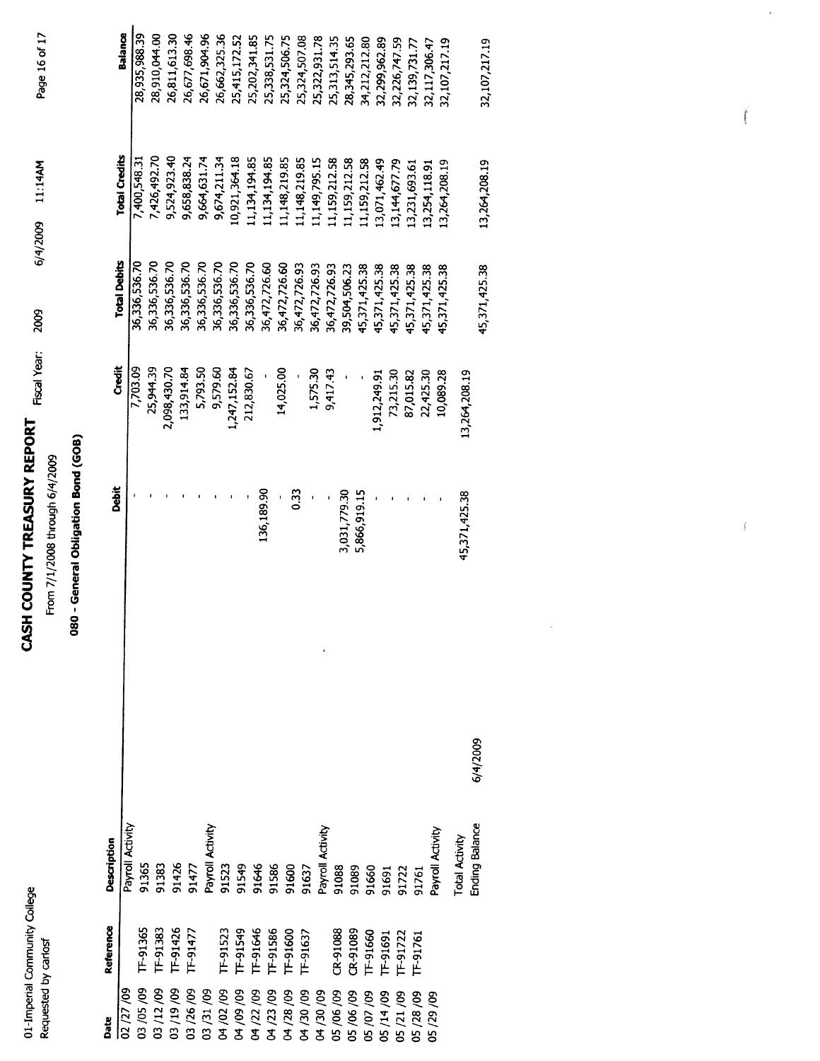01-Imperial Community College
Requested by carlosf

# CASH COUNTY TREASURY REPORT

Fiscal Year: 2009 6/4/2009 11:14AM

From 7/1/2008 through 6/4/2009

## 080 - General Obligation Bond (GOB)

| Date | Reference | Description | | Debit | Credit | Total Debits | Total Credits | Balance |
|---|---|---|---|---|---|---|---|---|
| 02 /27 /09 | | Payroll Activity | | - | 7,703.09 | 36,336,536.70 | 7,400,548.31 | 28,935,988.39 |
| 03 /05 /09 | TF-91365 | 91365 | | - | 25,944.39 | 36,336,536.70 | 7,426,492.70 | 28,910,044.00 |
| 03 /12 /09 | TF-91383 | 91383 | | - | 2,098,430.70 | 36,336,536.70 | 9,524,923.40 | 26,811,613.30 |
| 03 /26 /09 | TF-91426 | 91426 | | - | 133,914.84 | 36,336,536.70 | 9,658,838.24 | 26,677,698.46 |
| 03 /31 /09 | TF-91477 | 91477 | | - | 5,793.50 | 36,336,536.70 | 9,664,631.74 | 26,671,904.96 |
| 04 /02 /09 | | Payroll Activity | | - | 9,579.60 | 36,336,536.70 | 9,674,211.34 | 26,662,325.36 |
| 04 /09 /09 | TF-91523 | 91523 | | - | 1,247,152.84 | 36,336,536.70 | 10,921,364.18 | 25,415,172.52 |
| 04 /22 /09 | TF-91549 | 91549 | | - | 212,830.67 | 36,336,536.70 | 11,134,194.85 | 25,202,341.85 |
| 04 /23 /09 | TF-91646 | 91646 | | 136,189.90 | - | 36,472,726.60 | 11,134,194.85 | 25,338,531.75 |
| 04 /28 /09 | TF-91586 | 91586 | | - | 14,025.00 | 36,472,726.60 | 11,148,219.85 | 25,324,506.75 |
| 04 /30 /09 | TF-91600 | 91600 | | 0.33 | - | 36,472,726.93 | 11,148,219.85 | 25,324,507.08 |
| 04 /30 /09 | TF-91637 | 91637 | | - | 1,575.30 | 36,472,726.93 | 11,149,795.15 | 25,322,931.78 |
| 05 /06 /09 | | Payroll Activity | | - | 9,417.43 | 36,472,726.93 | 11,159,212.58 | 25,313,514.35 |
| 05 /06 /09 | CR-91088 | 91088 | | 3,031,779.30 | - | 39,504,506.23 | 11,159,212.58 | 28,345,293.65 |
| 05 /07 /09 | CR-91089 | 91089 | | 5,866,919.15 | - | 45,371,425.38 | 11,159,212.58 | 34,212,212.80 |
| 05 /14 /09 | TF-91660 | 91660 | | - | 1,912,249.91 | 45,371,425.38 | 13,071,462.49 | 32,299,962.89 |
| 05 /21 /09 | TF-91691 | 91691 | | - | 73,215.30 | 45,371,425.38 | 13,144,677.79 | 32,226,747.59 |
| 05 /28 /09 | TF-91722 | 91722 | | - | 87,015.82 | 45,371,425.38 | 13,231,693.61 | 32,139,731.77 |
| 05 /29 /09 | TF-91761 | 91761 | | - | 22,425.30 | 45,371,425.38 | 13,254,118.91 | 32,117,306.47 |
| | | Payroll Activity | | - | 10,089.28 | 45,371,425.38 | 13,264,208.19 | 32,107,217.19 |
| | | Total Activity | | 45,371,425.38 | 13,264,208.19 | | | |
| | | Ending Balance | 6/4/2009 | | | 45,371,425.38 | 13,264,208.19 | 32,107,217.19 |